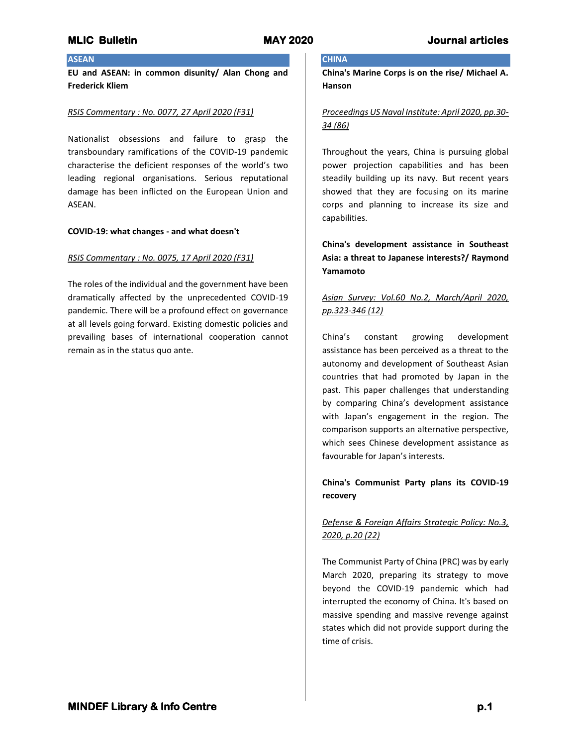## ASEAN

**EU and ASEAN: in common disunity/ Alan Chong and Frederick Kliem**

*RSIS Commentary : No. 0077, 27 April 2020 (F31)*

Nationalist obsessions and failure to grasp the transboundary ramifications of the COVID-19 pandemic characterise the deficient responses of the world's two leading regional organisations. Serious reputational damage has been inflicted on the European Union and ASEAN.

**COVID-19: what changes - and what doesn't**

*RSIS Commentary : No. 0075, 17 April 2020 (F31)*

The roles of the individual and the government have been dramatically affected by the unprecedented COVID-19 pandemic. There will be a profound effect on governance at all levels going forward. Existing domestic policies and prevailing bases of international cooperation cannot remain as in the status quo ante.

## CHINA

**China's Marine Corps is on the rise/ Michael A. Hanson**

*Proceedings US Naval Institute: April 2020, pp.30-34 (86)*

Throughout the years, China is pursuing global power projection capabilities and has been steadily building up its navy. But recent years showed that they are focusing on its marine corps and planning to increase its size and capabilities.

**China's development assistance in Southeast Asia: a threat to Japanese interests?/ Raymond Yamamoto**

*Asian Survey: Vol.60 No.2, March/April 2020, pp.323-346 (12)*

China's constant growing development assistance has been perceived as a threat to the autonomy and development of Southeast Asian countries that had promoted by Japan in the past. This paper challenges that understanding by comparing China's development assistance with Japan's engagement in the region. The comparison supports an alternative perspective, which sees Chinese development assistance as favourable for Japan's interests.

**China's Communist Party plans its COVID-19 recovery**

*Defense & Foreign Affairs Strategic Policy: No.3, 2020, p.20 (22)*

The Communist Party of China (PRC) was by early March 2020, preparing its strategy to move beyond the COVID-19 pandemic which had interrupted the economy of China. It's based on massive spending and massive revenge against states which did not provide support during the time of crisis.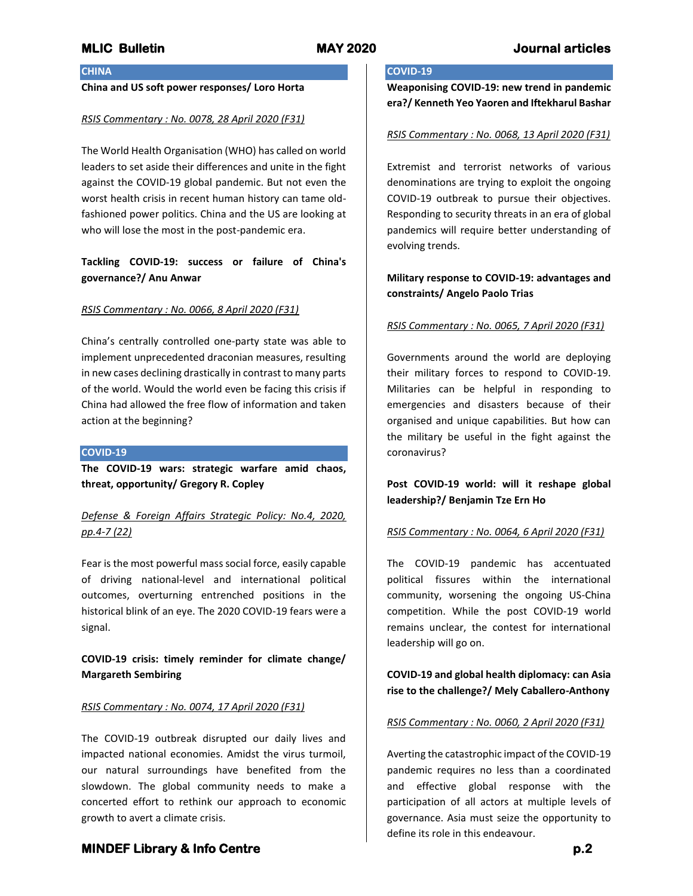## CHINA

**China and US soft power responses/ Loro Horta**

*RSIS Commentary : No. 0078, 28 April 2020 (F31)*

The World Health Organisation (WHO) has called on world leaders to set aside their differences and unite in the fight against the COVID-19 global pandemic. But not even the worst health crisis in recent human history can tame old-fashioned power politics. China and the US are looking at who will lose the most in the post-pandemic era.

**Tackling COVID-19: success or failure of China's governance?/ Anu Anwar**

*RSIS Commentary : No. 0066, 8 April 2020 (F31)*

China's centrally controlled one-party state was able to implement unprecedented draconian measures, resulting in new cases declining drastically in contrast to many parts of the world. Would the world even be facing this crisis if China had allowed the free flow of information and taken action at the beginning?

## COVID-19

**The COVID-19 wars: strategic warfare amid chaos, threat, opportunity/ Gregory R. Copley**

*Defense & Foreign Affairs Strategic Policy: No.4, 2020, pp.4-7 (22)*

Fear is the most powerful mass social force, easily capable of driving national-level and international political outcomes, overturning entrenched positions in the historical blink of an eye. The 2020 COVID-19 fears were a signal.

**COVID-19 crisis: timely reminder for climate change/ Margareth Sembiring**

*RSIS Commentary : No. 0074, 17 April 2020 (F31)*

The COVID-19 outbreak disrupted our daily lives and impacted national economies. Amidst the virus turmoil, our natural surroundings have benefited from the slowdown. The global community needs to make a concerted effort to rethink our approach to economic growth to avert a climate crisis.

## COVID-19

**Weaponising COVID-19: new trend in pandemic era?/ Kenneth Yeo Yaoren and Iftekharul Bashar**

*RSIS Commentary : No. 0068, 13 April 2020 (F31)*

Extremist and terrorist networks of various denominations are trying to exploit the ongoing COVID-19 outbreak to pursue their objectives. Responding to security threats in an era of global pandemics will require better understanding of evolving trends.

**Military response to COVID-19: advantages and constraints/ Angelo Paolo Trias**

*RSIS Commentary : No. 0065, 7 April 2020 (F31)*

Governments around the world are deploying their military forces to respond to COVID-19. Militaries can be helpful in responding to emergencies and disasters because of their organised and unique capabilities. But how can the military be useful in the fight against the coronavirus?

**Post COVID-19 world: will it reshape global leadership?/ Benjamin Tze Ern Ho**

*RSIS Commentary : No. 0064, 6 April 2020 (F31)*

The COVID-19 pandemic has accentuated political fissures within the international community, worsening the ongoing US-China competition. While the post COVID-19 world remains unclear, the contest for international leadership will go on.

**COVID-19 and global health diplomacy: can Asia rise to the challenge?/ Mely Caballero-Anthony**

*RSIS Commentary : No. 0060, 2 April 2020 (F31)*

Averting the catastrophic impact of the COVID-19 pandemic requires no less than a coordinated and effective global response with the participation of all actors at multiple levels of governance. Asia must seize the opportunity to define its role in this endeavour.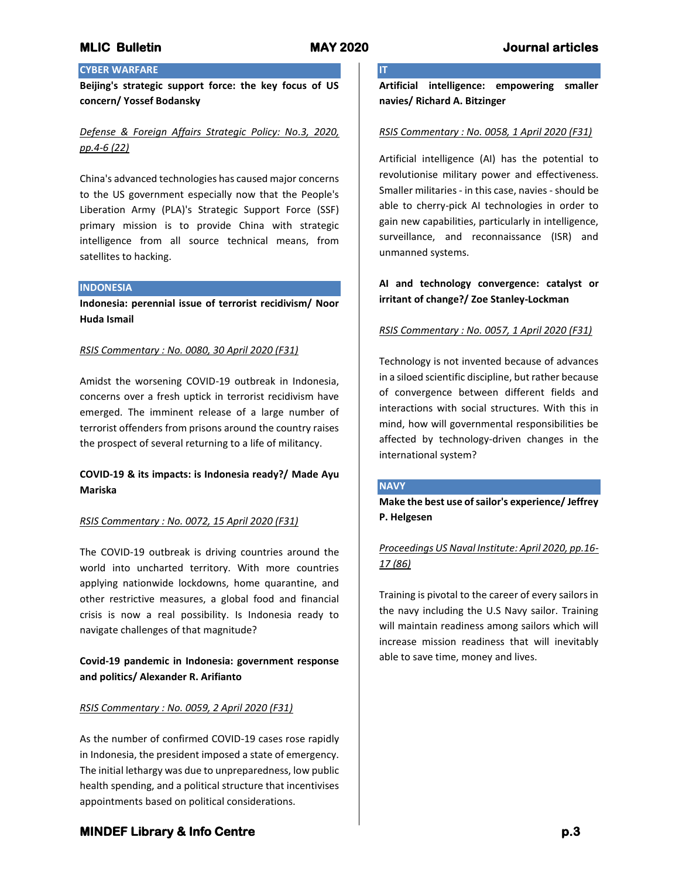## CYBER WARFARE

**Beijing's strategic support force: the key focus of US concern/ Yossef Bodansky**

_Defense & Foreign Affairs Strategic Policy: No.3, 2020, pp.4-6 (22)_

China's advanced technologies has caused major concerns to the US government especially now that the People's Liberation Army (PLA)'s Strategic Support Force (SSF) primary mission is to provide China with strategic intelligence from all source technical means, from satellites to hacking.

## INDONESIA

**Indonesia: perennial issue of terrorist recidivism/ Noor Huda Ismail**

_RSIS Commentary : No. 0080, 30 April 2020 (F31)_

Amidst the worsening COVID-19 outbreak in Indonesia, concerns over a fresh uptick in terrorist recidivism have emerged. The imminent release of a large number of terrorist offenders from prisons around the country raises the prospect of several returning to a life of militancy.

**COVID-19 & its impacts: is Indonesia ready?/ Made Ayu Mariska**

_RSIS Commentary : No. 0072, 15 April 2020 (F31)_

The COVID-19 outbreak is driving countries around the world into uncharted territory. With more countries applying nationwide lockdowns, home quarantine, and other restrictive measures, a global food and financial crisis is now a real possibility. Is Indonesia ready to navigate challenges of that magnitude?

**Covid-19 pandemic in Indonesia: government response and politics/ Alexander R. Arifianto**

_RSIS Commentary : No. 0059, 2 April 2020 (F31)_

As the number of confirmed COVID-19 cases rose rapidly in Indonesia, the president imposed a state of emergency. The initial lethargy was due to unpreparedness, low public health spending, and a political structure that incentivises appointments based on political considerations.

## IT

**Artificial intelligence: empowering smaller navies/ Richard A. Bitzinger**

_RSIS Commentary : No. 0058, 1 April 2020 (F31)_

Artificial intelligence (AI) has the potential to revolutionise military power and effectiveness. Smaller militaries - in this case, navies - should be able to cherry-pick AI technologies in order to gain new capabilities, particularly in intelligence, surveillance, and reconnaissance (ISR) and unmanned systems.

**AI and technology convergence: catalyst or irritant of change?/ Zoe Stanley-Lockman**

_RSIS Commentary : No. 0057, 1 April 2020 (F31)_

Technology is not invented because of advances in a siloed scientific discipline, but rather because of convergence between different fields and interactions with social structures. With this in mind, how will governmental responsibilities be affected by technology-driven changes in the international system?

## NAVY

**Make the best use of sailor's experience/ Jeffrey P. Helgesen**

_Proceedings US Naval Institute: April 2020, pp.16-17 (86)_

Training is pivotal to the career of every sailors in the navy including the U.S Navy sailor. Training will maintain readiness among sailors which will increase mission readiness that will inevitably able to save time, money and lives.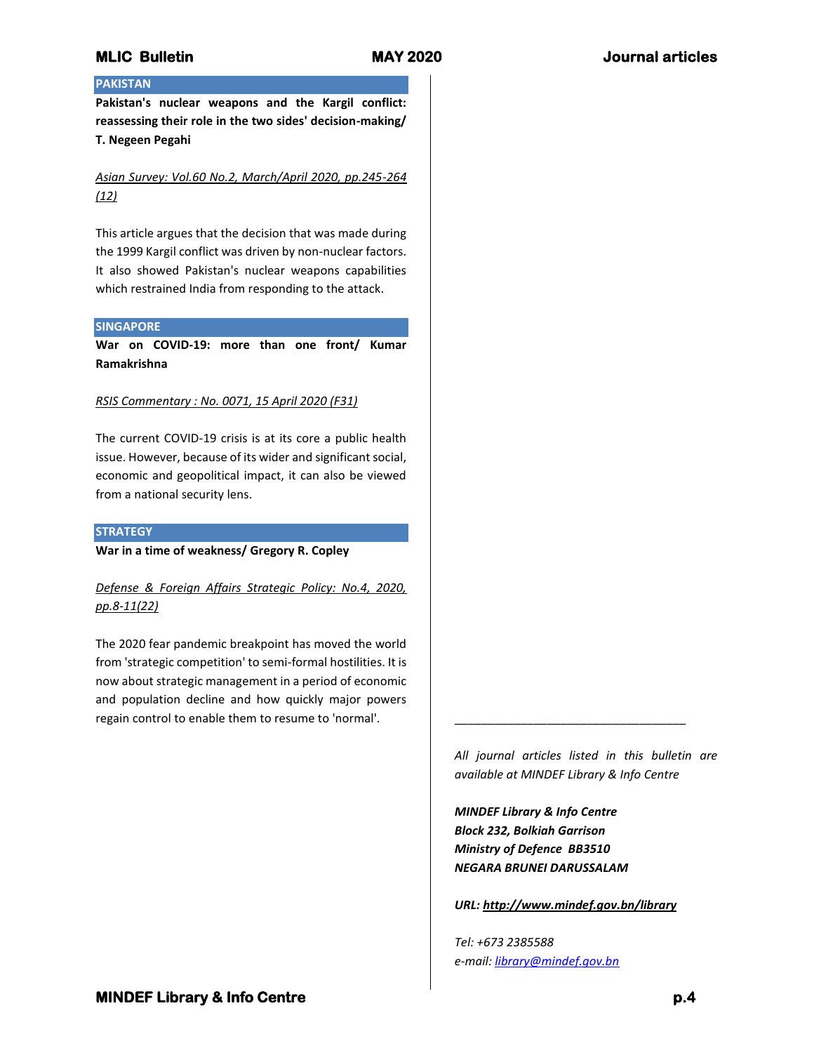## PAKISTAN

**Pakistan's nuclear weapons and the Kargil conflict: reassessing their role in the two sides' decision-making/ T. Negeen Pegahi**

*Asian Survey: Vol.60 No.2, March/April 2020, pp.245-264 (12)*

This article argues that the decision that was made during the 1999 Kargil conflict was driven by non-nuclear factors. It also showed Pakistan's nuclear weapons capabilities which restrained India from responding to the attack.

## SINGAPORE

**War on COVID-19: more than one front/ Kumar Ramakrishna**

*RSIS Commentary : No. 0071, 15 April 2020 (F31)*

The current COVID-19 crisis is at its core a public health issue. However, because of its wider and significant social, economic and geopolitical impact, it can also be viewed from a national security lens.

## STRATEGY

**War in a time of weakness/ Gregory R. Copley**

*Defense & Foreign Affairs Strategic Policy: No.4, 2020, pp.8-11(22)*

The 2020 fear pandemic breakpoint has moved the world from 'strategic competition' to semi-formal hostilities. It is now about strategic management in a period of economic and population decline and how quickly major powers regain control to enable them to resume to 'normal'.

---

*All journal articles listed in this bulletin are available at MINDEF Library & Info Centre*

***MINDEF Library & Info Centre***
***Block 232, Bolkiah Garrison***
***Ministry of Defence BB3510***
***NEGARA BRUNEI DARUSSALAM***

***URL: http://www.mindef.gov.bn/library***

*Tel: +673 2385588*
*e-mail: library@mindef.gov.bn*